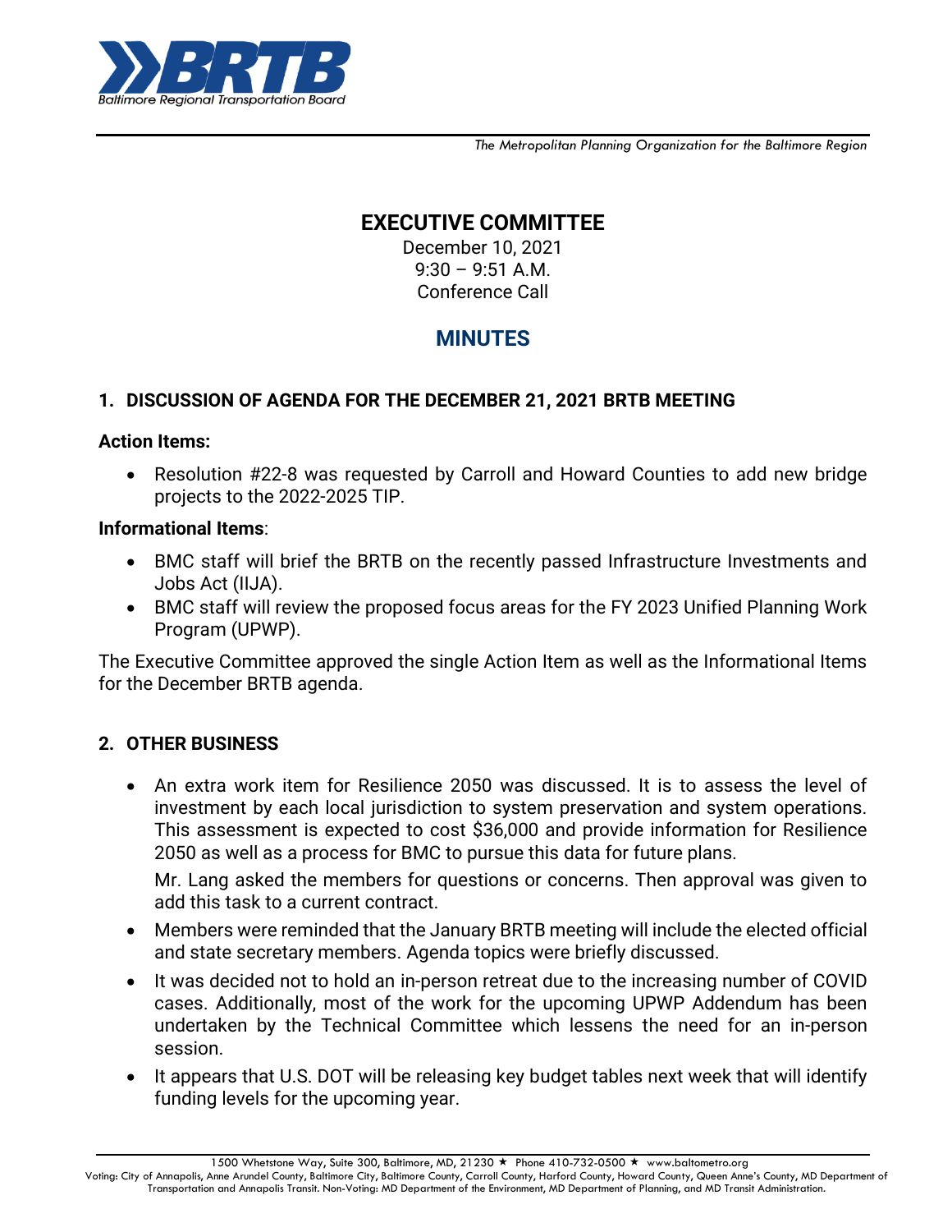*The Metropolitan Planning Organization for the Baltimore Region*

# EXECUTIVE COMMITTEE

December 10, 2021
9:30 – 9:51 A.M.
Conference Call

## MINUTES

### 1. DISCUSSION OF AGENDA FOR THE DECEMBER 21, 2021 BRTB MEETING

**Action Items:**

- Resolution #22-8 was requested by Carroll and Howard Counties to add new bridge projects to the 2022-2025 TIP.

**Informational Items**:

- BMC staff will brief the BRTB on the recently passed Infrastructure Investments and Jobs Act (IIJA).
- BMC staff will review the proposed focus areas for the FY 2023 Unified Planning Work Program (UPWP).

The Executive Committee approved the single Action Item as well as the Informational Items for the December BRTB agenda.

### 2. OTHER BUSINESS

- An extra work item for Resilience 2050 was discussed. It is to assess the level of investment by each local jurisdiction to system preservation and system operations. This assessment is expected to cost $36,000 and provide information for Resilience 2050 as well as a process for BMC to pursue this data for future plans.

  Mr. Lang asked the members for questions or concerns. Then approval was given to add this task to a current contract.
- Members were reminded that the January BRTB meeting will include the elected official and state secretary members. Agenda topics were briefly discussed.
- It was decided not to hold an in-person retreat due to the increasing number of COVID cases. Additionally, most of the work for the upcoming UPWP Addendum has been undertaken by the Technical Committee which lessens the need for an in-person session.
- It appears that U.S. DOT will be releasing key budget tables next week that will identify funding levels for the upcoming year.

1500 Whetstone Way, Suite 300, Baltimore, MD, 21230 ★ Phone 410-732-0500 ★ www.baltometro.org
Voting: City of Annapolis, Anne Arundel County, Baltimore City, Baltimore County, Carroll County, Harford County, Howard County, Queen Anne's County, MD Department of Transportation and Annapolis Transit. Non-Voting: MD Department of the Environment, MD Department of Planning, and MD Transit Administration.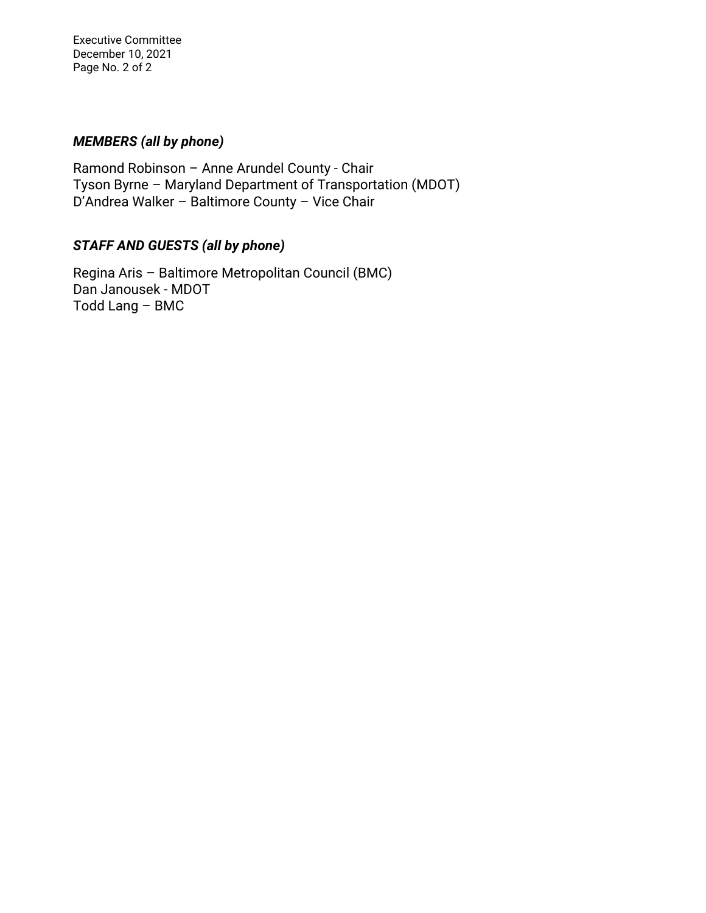***MEMBERS (all by phone)***

Ramond Robinson – Anne Arundel County - Chair
Tyson Byrne – Maryland Department of Transportation (MDOT)
D'Andrea Walker – Baltimore County – Vice Chair

***STAFF AND GUESTS (all by phone)***

Regina Aris – Baltimore Metropolitan Council (BMC)
Dan Janousek - MDOT
Todd Lang – BMC